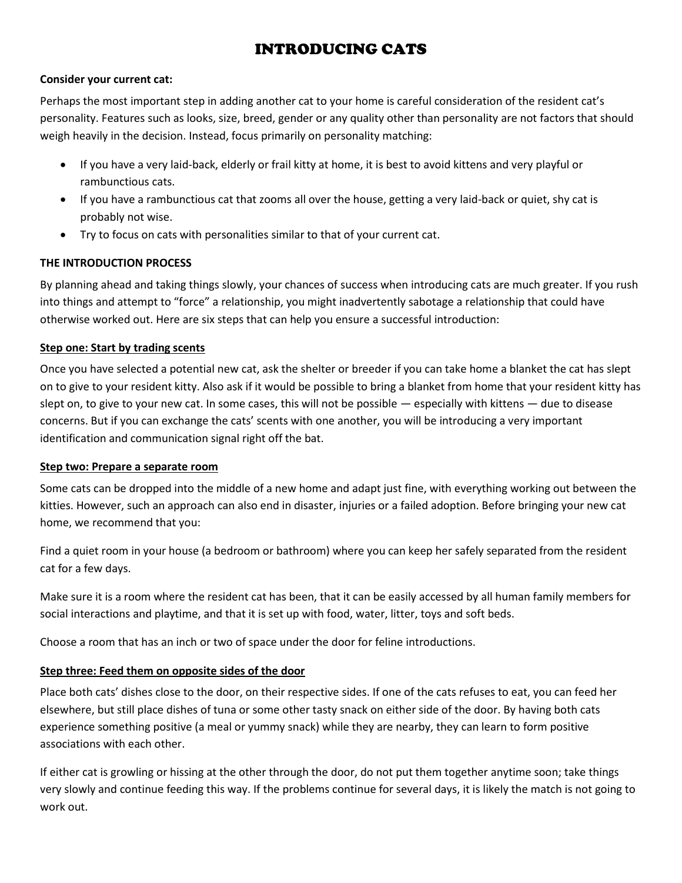# INTRODUCING CATS

**Consider your current cat:**

Perhaps the most important step in adding another cat to your home is careful consideration of the resident cat's personality. Features such as looks, size, breed, gender or any quality other than personality are not factors that should weigh heavily in the decision. Instead, focus primarily on personality matching:

- If you have a very laid-back, elderly or frail kitty at home, it is best to avoid kittens and very playful or rambunctious cats.
- If you have a rambunctious cat that zooms all over the house, getting a very laid-back or quiet, shy cat is probably not wise.
- Try to focus on cats with personalities similar to that of your current cat.

**THE INTRODUCTION PROCESS**

By planning ahead and taking things slowly, your chances of success when introducing cats are much greater. If you rush into things and attempt to "force" a relationship, you might inadvertently sabotage a relationship that could have otherwise worked out. Here are six steps that can help you ensure a successful introduction:

**Step one: Start by trading scents**

Once you have selected a potential new cat, ask the shelter or breeder if you can take home a blanket the cat has slept on to give to your resident kitty. Also ask if it would be possible to bring a blanket from home that your resident kitty has slept on, to give to your new cat. In some cases, this will not be possible — especially with kittens — due to disease concerns. But if you can exchange the cats' scents with one another, you will be introducing a very important identification and communication signal right off the bat.

**Step two: Prepare a separate room**

Some cats can be dropped into the middle of a new home and adapt just fine, with everything working out between the kitties. However, such an approach can also end in disaster, injuries or a failed adoption. Before bringing your new cat home, we recommend that you:

Find a quiet room in your house (a bedroom or bathroom) where you can keep her safely separated from the resident cat for a few days.

Make sure it is a room where the resident cat has been, that it can be easily accessed by all human family members for social interactions and playtime, and that it is set up with food, water, litter, toys and soft beds.

Choose a room that has an inch or two of space under the door for feline introductions.

**Step three: Feed them on opposite sides of the door**

Place both cats' dishes close to the door, on their respective sides. If one of the cats refuses to eat, you can feed her elsewhere, but still place dishes of tuna or some other tasty snack on either side of the door. By having both cats experience something positive (a meal or yummy snack) while they are nearby, they can learn to form positive associations with each other.

If either cat is growling or hissing at the other through the door, do not put them together anytime soon; take things very slowly and continue feeding this way. If the problems continue for several days, it is likely the match is not going to work out.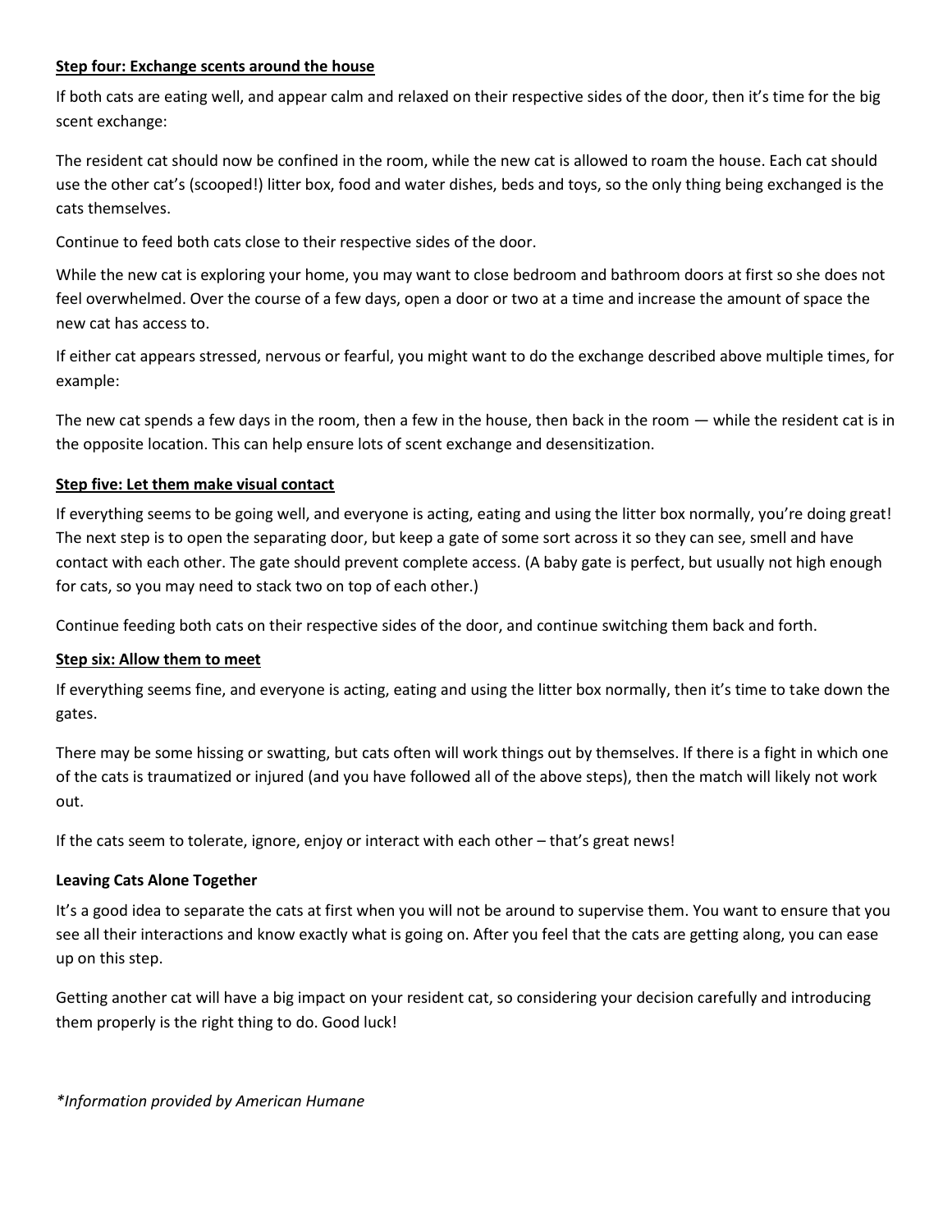**Step four: Exchange scents around the house**

If both cats are eating well, and appear calm and relaxed on their respective sides of the door, then it's time for the big scent exchange:

The resident cat should now be confined in the room, while the new cat is allowed to roam the house. Each cat should use the other cat's (scooped!) litter box, food and water dishes, beds and toys, so the only thing being exchanged is the cats themselves.

Continue to feed both cats close to their respective sides of the door.

While the new cat is exploring your home, you may want to close bedroom and bathroom doors at first so she does not feel overwhelmed. Over the course of a few days, open a door or two at a time and increase the amount of space the new cat has access to.

If either cat appears stressed, nervous or fearful, you might want to do the exchange described above multiple times, for example:

The new cat spends a few days in the room, then a few in the house, then back in the room — while the resident cat is in the opposite location. This can help ensure lots of scent exchange and desensitization.

**Step five: Let them make visual contact**

If everything seems to be going well, and everyone is acting, eating and using the litter box normally, you're doing great! The next step is to open the separating door, but keep a gate of some sort across it so they can see, smell and have contact with each other. The gate should prevent complete access. (A baby gate is perfect, but usually not high enough for cats, so you may need to stack two on top of each other.)

Continue feeding both cats on their respective sides of the door, and continue switching them back and forth.

**Step six: Allow them to meet**

If everything seems fine, and everyone is acting, eating and using the litter box normally, then it's time to take down the gates.

There may be some hissing or swatting, but cats often will work things out by themselves. If there is a fight in which one of the cats is traumatized or injured (and you have followed all of the above steps), then the match will likely not work out.

If the cats seem to tolerate, ignore, enjoy or interact with each other – that's great news!

**Leaving Cats Alone Together**

It's a good idea to separate the cats at first when you will not be around to supervise them. You want to ensure that you see all their interactions and know exactly what is going on. After you feel that the cats are getting along, you can ease up on this step.

Getting another cat will have a big impact on your resident cat, so considering your decision carefully and introducing them properly is the right thing to do. Good luck!

*\*Information provided by American Humane*